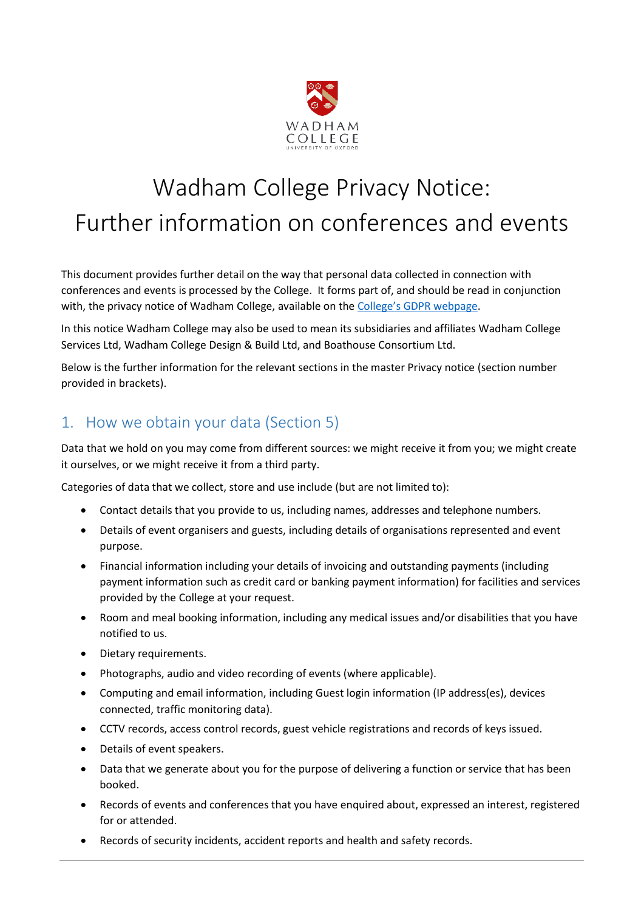# Wadham College Privacy Notice:
# Further information on conferences and events

This document provides further detail on the way that personal data collected in connection with conferences and events is processed by the College. It forms part of, and should be read in conjunction with, the privacy notice of Wadham College, available on the [College's GDPR webpage](#).

In this notice Wadham College may also be used to mean its subsidiaries and affiliates Wadham College Services Ltd, Wadham College Design & Build Ltd, and Boathouse Consortium Ltd.

Below is the further information for the relevant sections in the master Privacy notice (section number provided in brackets).

## 1. How we obtain your data (Section 5)

Data that we hold on you may come from different sources: we might receive it from you; we might create it ourselves, or we might receive it from a third party.

Categories of data that we collect, store and use include (but are not limited to):

- Contact details that you provide to us, including names, addresses and telephone numbers.
- Details of event organisers and guests, including details of organisations represented and event purpose.
- Financial information including your details of invoicing and outstanding payments (including payment information such as credit card or banking payment information) for facilities and services provided by the College at your request.
- Room and meal booking information, including any medical issues and/or disabilities that you have notified to us.
- Dietary requirements.
- Photographs, audio and video recording of events (where applicable).
- Computing and email information, including Guest login information (IP address(es), devices connected, traffic monitoring data).
- CCTV records, access control records, guest vehicle registrations and records of keys issued.
- Details of event speakers.
- Data that we generate about you for the purpose of delivering a function or service that has been booked.
- Records of events and conferences that you have enquired about, expressed an interest, registered for or attended.
- Records of security incidents, accident reports and health and safety records.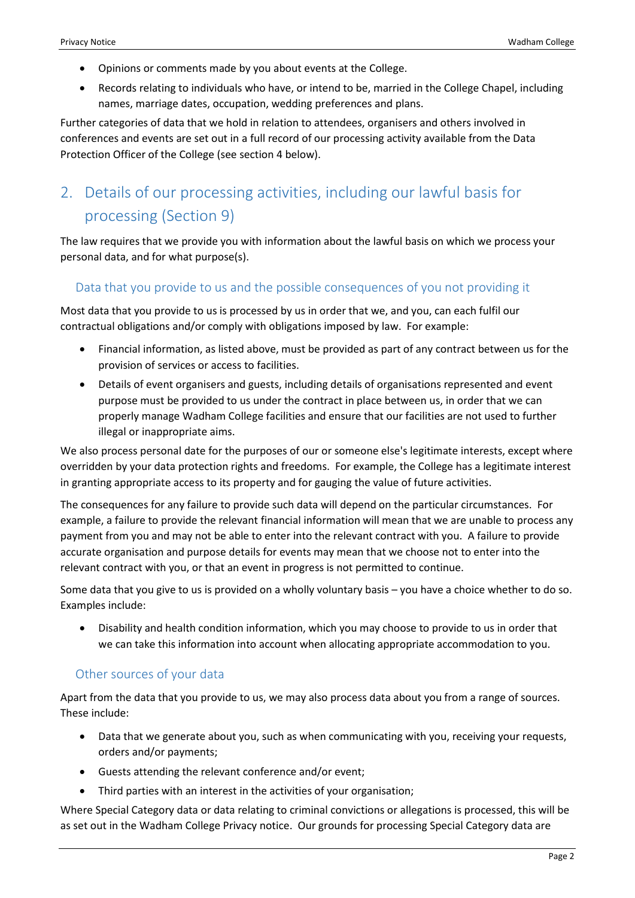- Opinions or comments made by you about events at the College.
- Records relating to individuals who have, or intend to be, married in the College Chapel, including names, marriage dates, occupation, wedding preferences and plans.

Further categories of data that we hold in relation to attendees, organisers and others involved in conferences and events are set out in a full record of our processing activity available from the Data Protection Officer of the College (see section 4 below).

## 2. Details of our processing activities, including our lawful basis for processing (Section 9)

The law requires that we provide you with information about the lawful basis on which we process your personal data, and for what purpose(s).

### Data that you provide to us and the possible consequences of you not providing it

Most data that you provide to us is processed by us in order that we, and you, can each fulfil our contractual obligations and/or comply with obligations imposed by law. For example:

- Financial information, as listed above, must be provided as part of any contract between us for the provision of services or access to facilities.
- Details of event organisers and guests, including details of organisations represented and event purpose must be provided to us under the contract in place between us, in order that we can properly manage Wadham College facilities and ensure that our facilities are not used to further illegal or inappropriate aims.

We also process personal date for the purposes of our or someone else's legitimate interests, except where overridden by your data protection rights and freedoms. For example, the College has a legitimate interest in granting appropriate access to its property and for gauging the value of future activities.

The consequences for any failure to provide such data will depend on the particular circumstances. For example, a failure to provide the relevant financial information will mean that we are unable to process any payment from you and may not be able to enter into the relevant contract with you. A failure to provide accurate organisation and purpose details for events may mean that we choose not to enter into the relevant contract with you, or that an event in progress is not permitted to continue.

Some data that you give to us is provided on a wholly voluntary basis – you have a choice whether to do so. Examples include:

- Disability and health condition information, which you may choose to provide to us in order that we can take this information into account when allocating appropriate accommodation to you.

### Other sources of your data

Apart from the data that you provide to us, we may also process data about you from a range of sources. These include:

- Data that we generate about you, such as when communicating with you, receiving your requests, orders and/or payments;
- Guests attending the relevant conference and/or event;
- Third parties with an interest in the activities of your organisation;

Where Special Category data or data relating to criminal convictions or allegations is processed, this will be as set out in the Wadham College Privacy notice. Our grounds for processing Special Category data are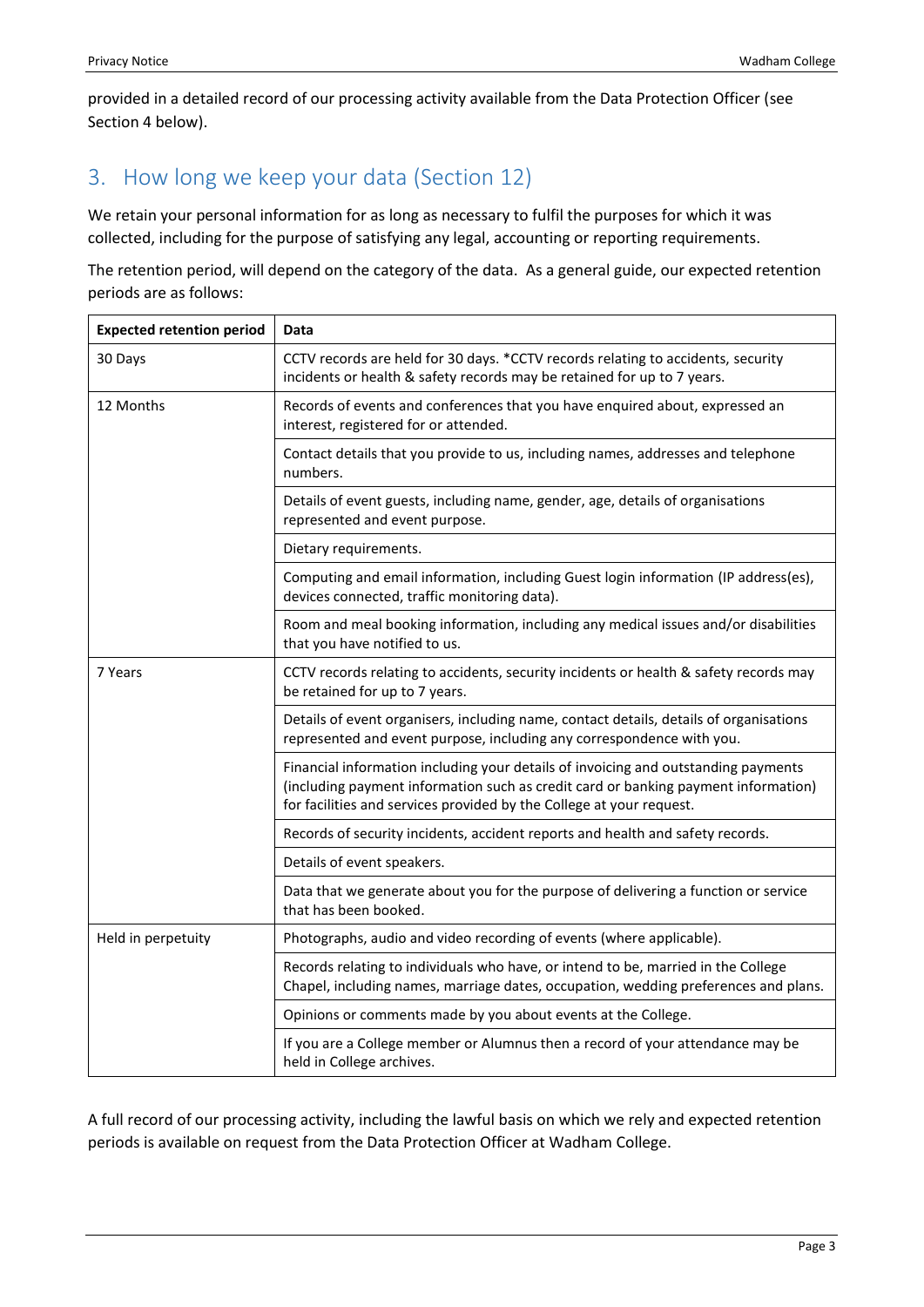provided in a detailed record of our processing activity available from the Data Protection Officer (see Section 4 below).

## 3. How long we keep your data (Section 12)

We retain your personal information for as long as necessary to fulfil the purposes for which it was collected, including for the purpose of satisfying any legal, accounting or reporting requirements.

The retention period, will depend on the category of the data. As a general guide, our expected retention periods are as follows:

| Expected retention period | Data |
|---|---|
| 30 Days | CCTV records are held for 30 days. *CCTV records relating to accidents, security incidents or health & safety records may be retained for up to 7 years. |
| 12 Months | Records of events and conferences that you have enquired about, expressed an interest, registered for or attended. |
| | Contact details that you provide to us, including names, addresses and telephone numbers. |
| | Details of event guests, including name, gender, age, details of organisations represented and event purpose. |
| | Dietary requirements. |
| | Computing and email information, including Guest login information (IP address(es), devices connected, traffic monitoring data). |
| | Room and meal booking information, including any medical issues and/or disabilities that you have notified to us. |
| 7 Years | CCTV records relating to accidents, security incidents or health & safety records may be retained for up to 7 years. |
| | Details of event organisers, including name, contact details, details of organisations represented and event purpose, including any correspondence with you. |
| | Financial information including your details of invoicing and outstanding payments (including payment information such as credit card or banking payment information) for facilities and services provided by the College at your request. |
| | Records of security incidents, accident reports and health and safety records. |
| | Details of event speakers. |
| | Data that we generate about you for the purpose of delivering a function or service that has been booked. |
| Held in perpetuity | Photographs, audio and video recording of events (where applicable). |
| | Records relating to individuals who have, or intend to be, married in the College Chapel, including names, marriage dates, occupation, wedding preferences and plans. |
| | Opinions or comments made by you about events at the College. |
| | If you are a College member or Alumnus then a record of your attendance may be held in College archives. |

A full record of our processing activity, including the lawful basis on which we rely and expected retention periods is available on request from the Data Protection Officer at Wadham College.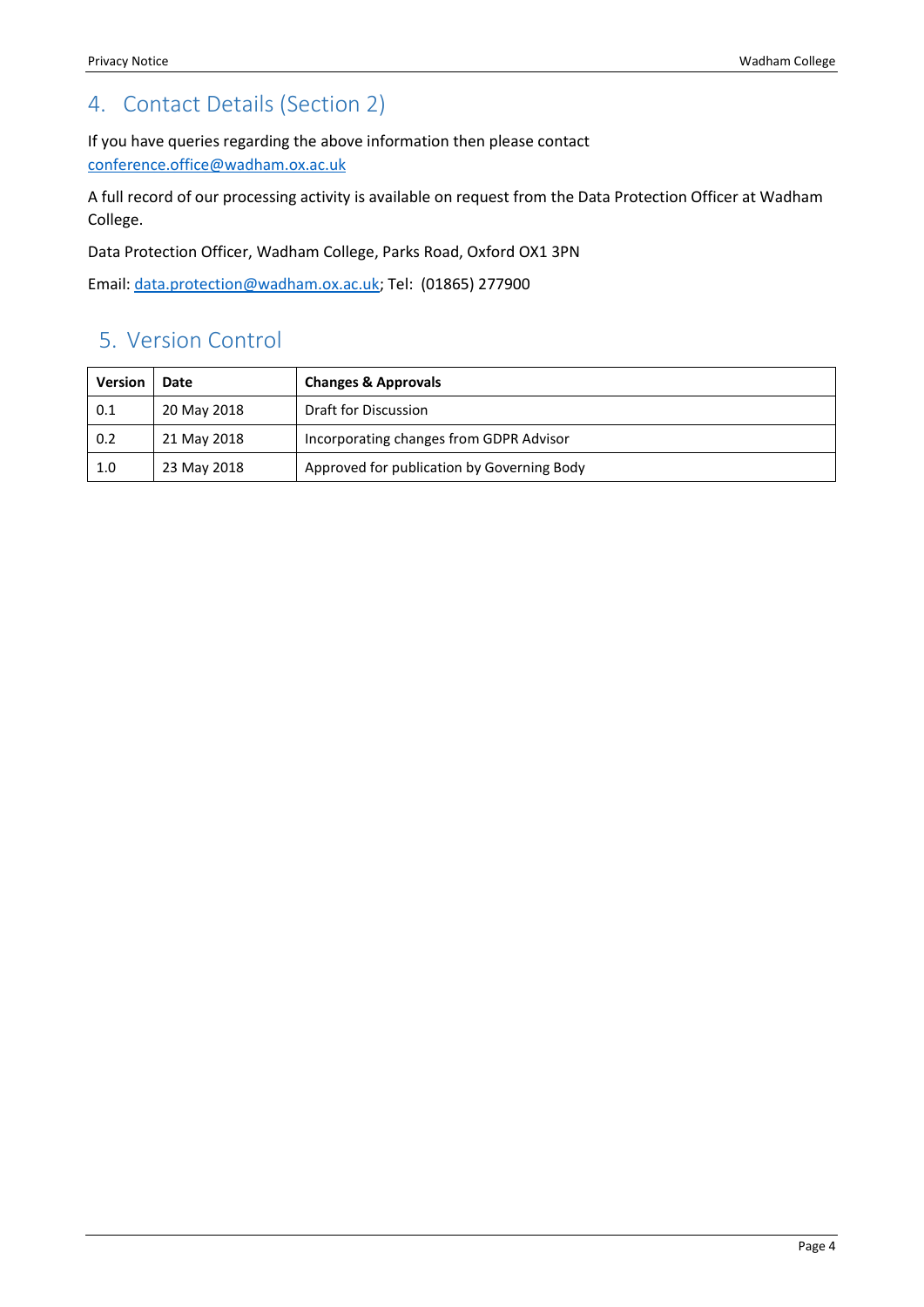## 4. Contact Details (Section 2)

If you have queries regarding the above information then please contact conference.office@wadham.ox.ac.uk

A full record of our processing activity is available on request from the Data Protection Officer at Wadham College.

Data Protection Officer, Wadham College, Parks Road, Oxford OX1 3PN

Email: data.protection@wadham.ox.ac.uk; Tel: (01865) 277900

## 5. Version Control

| Version | Date | Changes & Approvals |
|---|---|---|
| 0.1 | 20 May 2018 | Draft for Discussion |
| 0.2 | 21 May 2018 | Incorporating changes from GDPR Advisor |
| 1.0 | 23 May 2018 | Approved for publication by Governing Body |